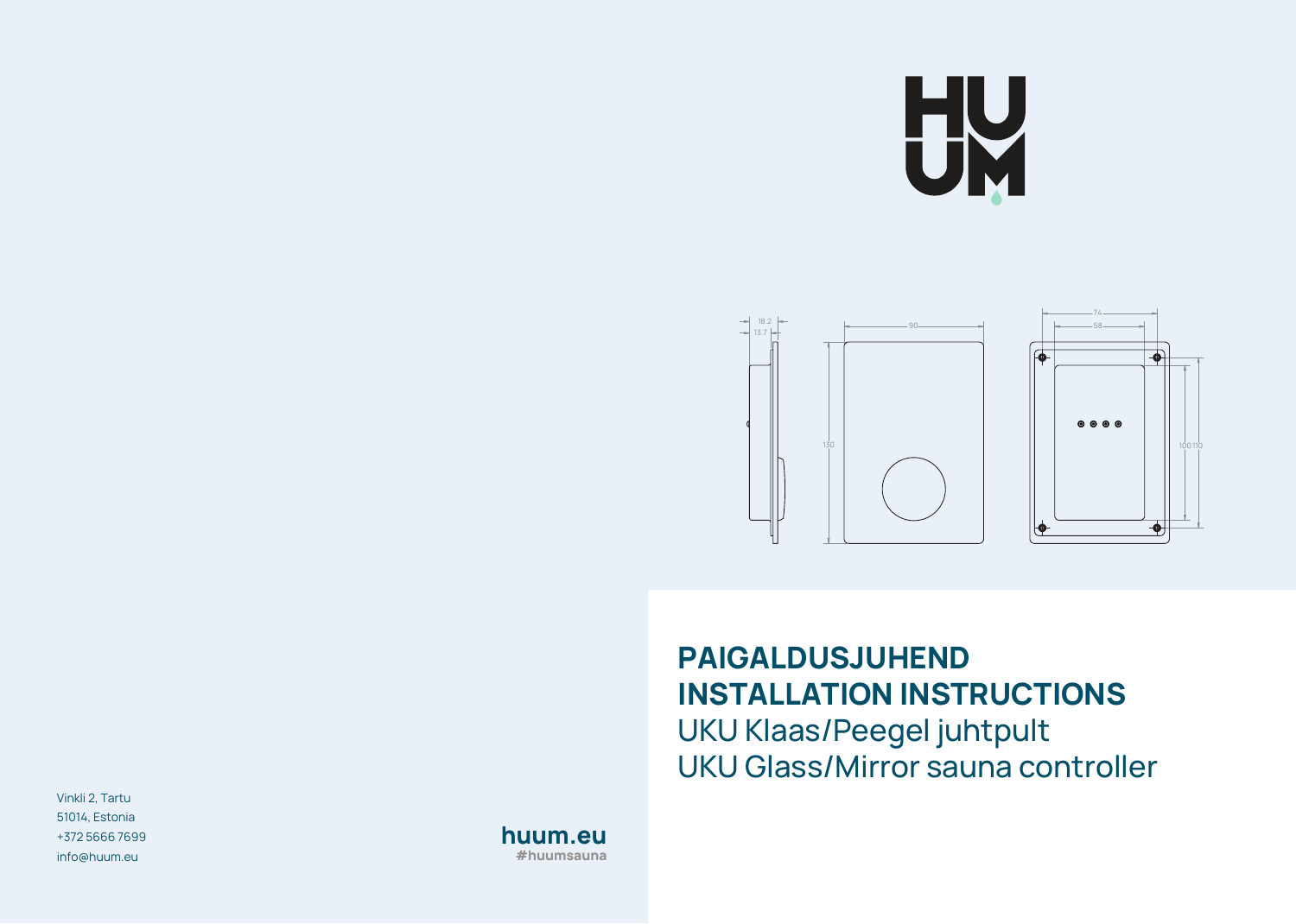# PAIGALDUSJUHEND

# INSTALLATION INSTRUCTIONS

## UKU Klaas/Peegel juhtpult

## UKU Glass/Mirror sauna controller

Vinkli 2, Tartu
51014, Estonia
+372 5666 7699
info@huum.eu

**huum.eu**
**#huumsauna**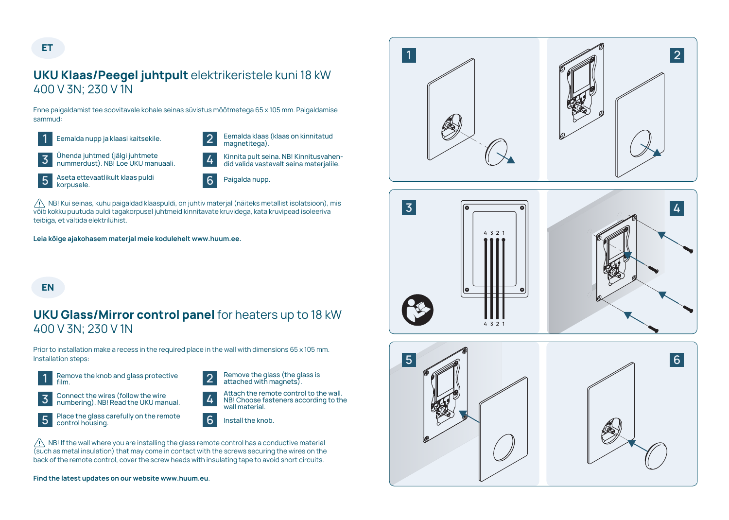ET

# **UKU Klaas/Peegel juhtpult** elektrikeristele kuni 18 kW

400 V 3N; 230 V 1N

Enne paigaldamist tee soovitavale kohale seinas süvistus mõõtmetega 65 x 105 mm. Paigaldamise sammud:

1. Eemalda nupp ja klaasi kaitsekile.
2. Eemalda klaas (klaas on kinnitatud magnetitega).
3. Ühenda juhtmed (jälgi juhtmete nummerdust). NB! Loe UKU manuaali.
4. Kinnita pult seina. NB! Kinnitusvahendid valida vastavalt seina materjalile.
5. Aseta ettevaatlikult klaas puldi korpusele.
6. Paigalda nupp.

⚠ NB! Kui seinas, kuhu paigaldad klaaspuldi, on juhtiv materjal (näiteks metallist isolatsioon), mis võib kokku puutuda puldi tagakorpusel juhtmeid kinnitavate kruvidega, kata kruvipead isoleeriva teibiga, et vältida elektrilühist.

**Leia kõige ajakohasem materjal meie kodulehelt www.huum.ee.**

EN

# **UKU Glass/Mirror control panel** for heaters up to 18 kW

400 V 3N; 230 V 1N

Prior to installation make a recess in the required place in the wall with dimensions 65 x 105 mm. Installation steps:

1. Remove the knob and glass protective film.
2. Remove the glass (the glass is attached with magnets).
3. Connect the wires (follow the wire numbering). NB! Read the UKU manual.
4. Attach the remote control to the wall. NB! Choose fasteners according to the wall material.
5. Place the glass carefully on the remote control housing.
6. Install the knob.

⚠ NB! If the wall where you are installing the glass remote control has a conductive material (such as metal insulation) that may come in contact with the screws securing the wires on the back of the remote control, cover the screw heads with insulating tape to avoid short circuits.

**Find the latest updates on our website www.huum.eu.**

1

2

3

4 3 2 1

4 3 2 1

4

5

6